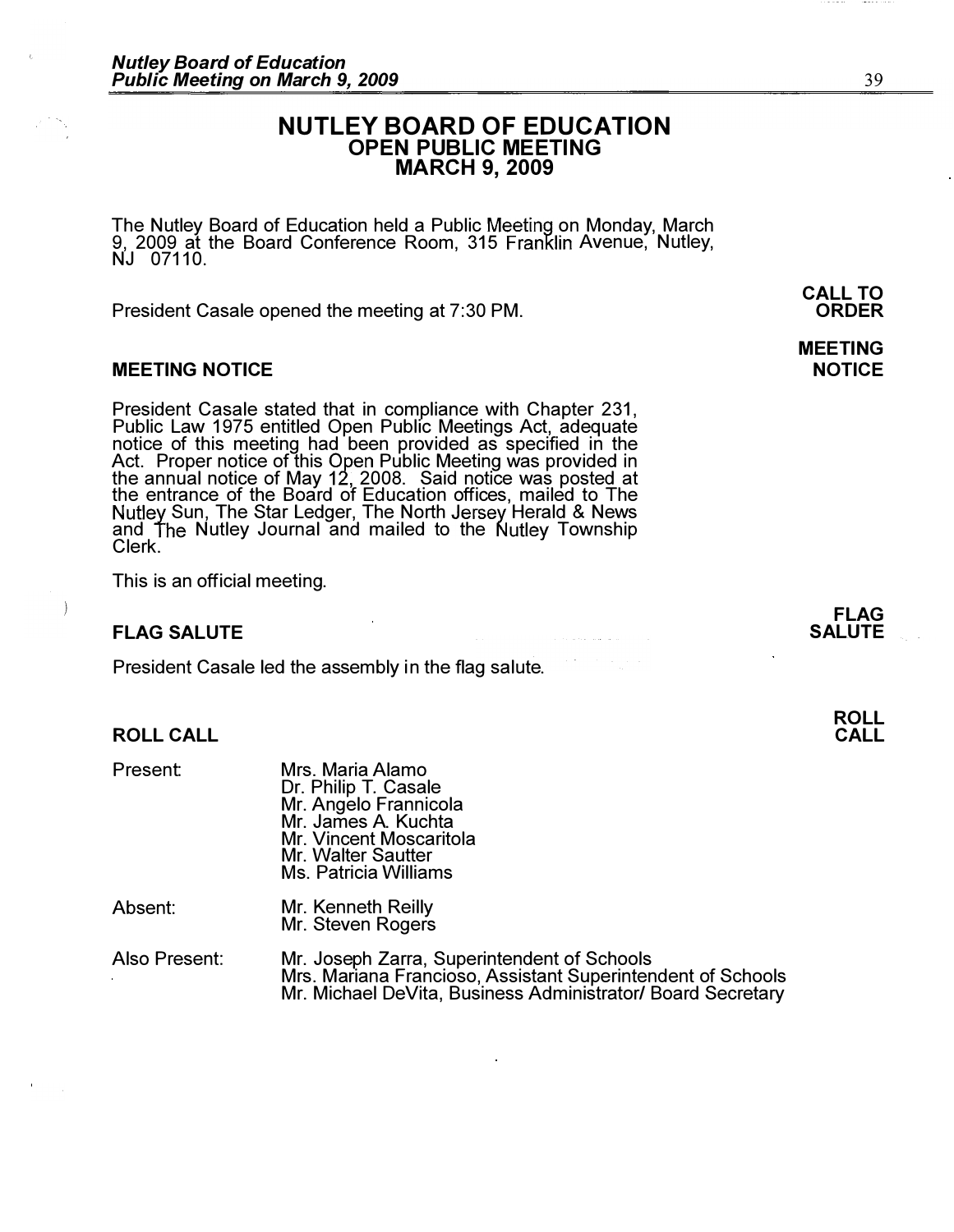# NUTLEY BOARD OF EDUCATION
## OPEN PUBLIC MEETING
## MARCH 9, 2009

The Nutley Board of Education held a Public Meeting on Monday, March 9, 2009 at the Board Conference Room, 315 Franklin Avenue, Nutley, NJ 07110.

**CALL TO ORDER**

President Casale opened the meeting at 7:30 PM.

**MEETING NOTICE**

### MEETING NOTICE

President Casale stated that in compliance with Chapter 231, Public Law 1975 entitled Open Public Meetings Act, adequate notice of this meeting had been provided as specified in the Act. Proper notice of this Open Public Meeting was provided in the annual notice of May 12, 2008. Said notice was posted at the entrance of the Board of Education offices, mailed to The Nutley Sun, The Star Ledger, The North Jersey Herald & News and The Nutley Journal and mailed to the Nutley Township Clerk.

This is an official meeting.

**FLAG SALUTE**

### FLAG SALUTE

President Casale led the assembly in the flag salute.

**ROLL CALL**

### ROLL CALL

Present:
- Mrs. Maria Alamo
- Dr. Philip T. Casale
- Mr. Angelo Frannicola
- Mr. James A. Kuchta
- Mr. Vincent Moscaritola
- Mr. Walter Sautter
- Ms. Patricia Williams

Absent:
- Mr. Kenneth Reilly
- Mr. Steven Rogers

Also Present:
- Mr. Joseph Zarra, Superintendent of Schools
- Mrs. Mariana Francioso, Assistant Superintendent of Schools
- Mr. Michael DeVita, Business Administrator/ Board Secretary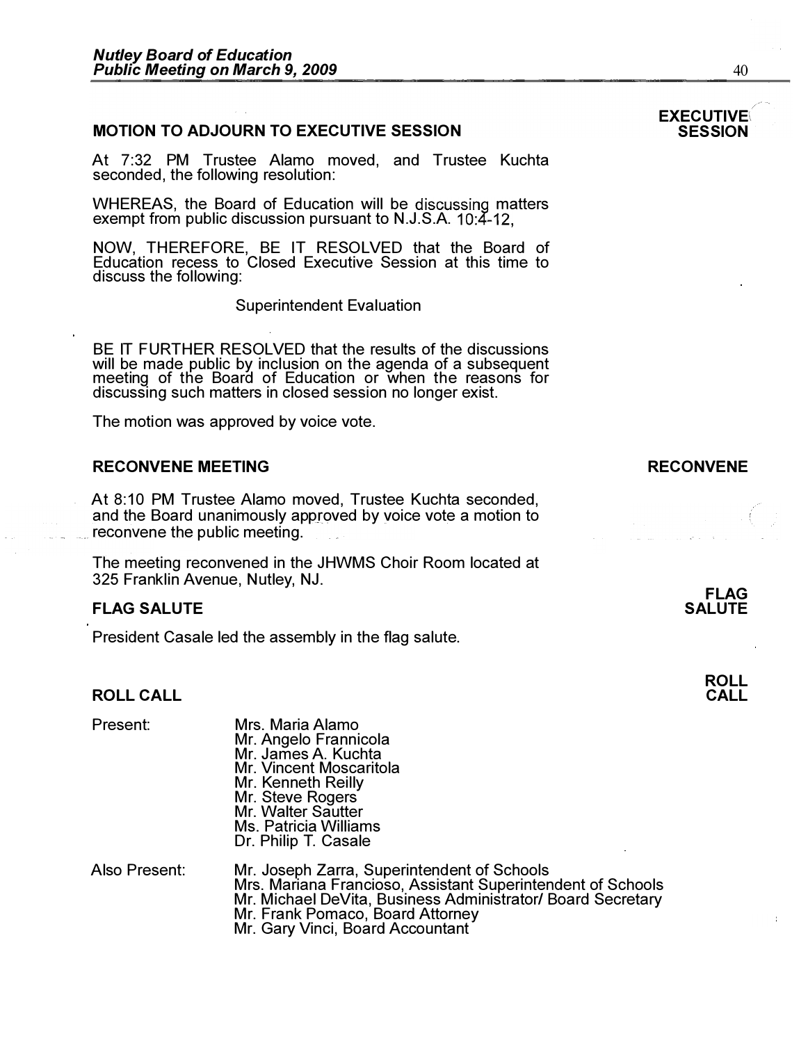**EXECUTIVE SESSION**

### MOTION TO ADJOURN TO EXECUTIVE SESSION

At 7:32 PM Trustee Alamo moved, and Trustee Kuchta seconded, the following resolution:

WHEREAS, the Board of Education will be discussing matters exempt from public discussion pursuant to N.J.S.A. 10:4-12,

NOW, THEREFORE, BE IT RESOLVED that the Board of Education recess to Closed Executive Session at this time to discuss the following:

Superintendent Evaluation

BE IT FURTHER RESOLVED that the results of the discussions will be made public by inclusion on the agenda of a subsequent meeting of the Board of Education or when the reasons for discussing such matters in closed session no longer exist.

The motion was approved by voice vote.

**RECONVENE**

### RECONVENE MEETING

At 8:10 PM Trustee Alamo moved, Trustee Kuchta seconded, and the Board unanimously approved by voice vote a motion to reconvene the public meeting.

The meeting reconvened in the JHWMS Choir Room located at 325 Franklin Avenue, Nutley, NJ.

**FLAG SALUTE**

### FLAG SALUTE

President Casale led the assembly in the flag salute.

**ROLL CALL**

### ROLL CALL

Present:

Mrs. Maria Alamo
Mr. Angelo Frannicola
Mr. James A. Kuchta
Mr. Vincent Moscaritola
Mr. Kenneth Reilly
Mr. Steve Rogers
Mr. Walter Sautter
Ms. Patricia Williams
Dr. Philip T. Casale

Also Present:

Mr. Joseph Zarra, Superintendent of Schools
Mrs. Mariana Francioso, Assistant Superintendent of Schools
Mr. Michael DeVita, Business Administrator/ Board Secretary
Mr. Frank Pomaco, Board Attorney
Mr. Gary Vinci, Board Accountant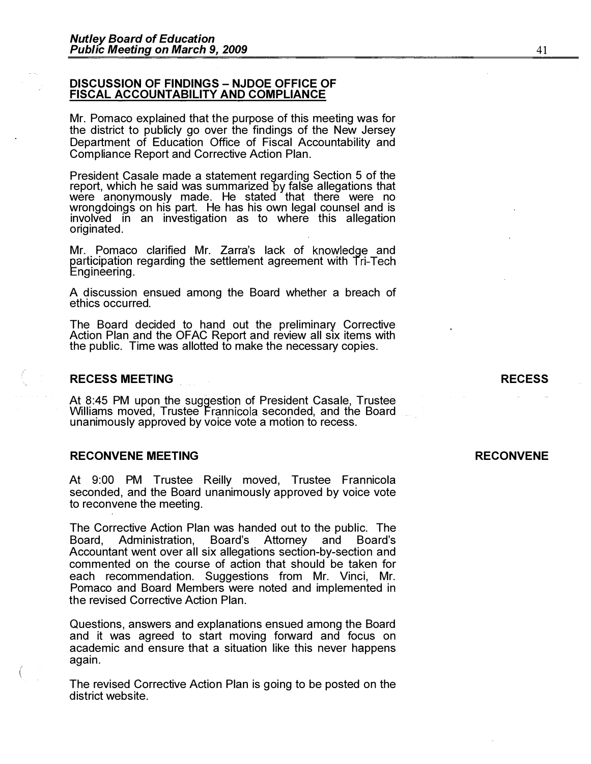## DISCUSSION OF FINDINGS – NJDOE OFFICE OF FISCAL ACCOUNTABILITY AND COMPLIANCE

Mr. Pomaco explained that the purpose of this meeting was for the district to publicly go over the findings of the New Jersey Department of Education Office of Fiscal Accountability and Compliance Report and Corrective Action Plan.

President Casale made a statement regarding Section 5 of the report, which he said was summarized by false allegations that were anonymously made. He stated that there were no wrongdoings on his part. He has his own legal counsel and is involved in an investigation as to where this allegation originated.

Mr. Pomaco clarified Mr. Zarra's lack of knowledge and participation regarding the settlement agreement with Tri-Tech Engineering.

A discussion ensued among the Board whether a breach of ethics occurred.

The Board decided to hand out the preliminary Corrective Action Plan and the OFAC Report and review all six items with the public. Time was allotted to make the necessary copies.

## RECESS MEETING

**RECESS**

At 8:45 PM upon the suggestion of President Casale, Trustee Williams moved, Trustee Frannicola seconded, and the Board unanimously approved by voice vote a motion to recess.

## RECONVENE MEETING

**RECONVENE**

At 9:00 PM Trustee Reilly moved, Trustee Frannicola seconded, and the Board unanimously approved by voice vote to reconvene the meeting.

The Corrective Action Plan was handed out to the public. The Board, Administration, Board's Attorney and Board's Accountant went over all six allegations section-by-section and commented on the course of action that should be taken for each recommendation. Suggestions from Mr. Vinci, Mr. Pomaco and Board Members were noted and implemented in the revised Corrective Action Plan.

Questions, answers and explanations ensued among the Board and it was agreed to start moving forward and focus on academic and ensure that a situation like this never happens again.

The revised Corrective Action Plan is going to be posted on the district website.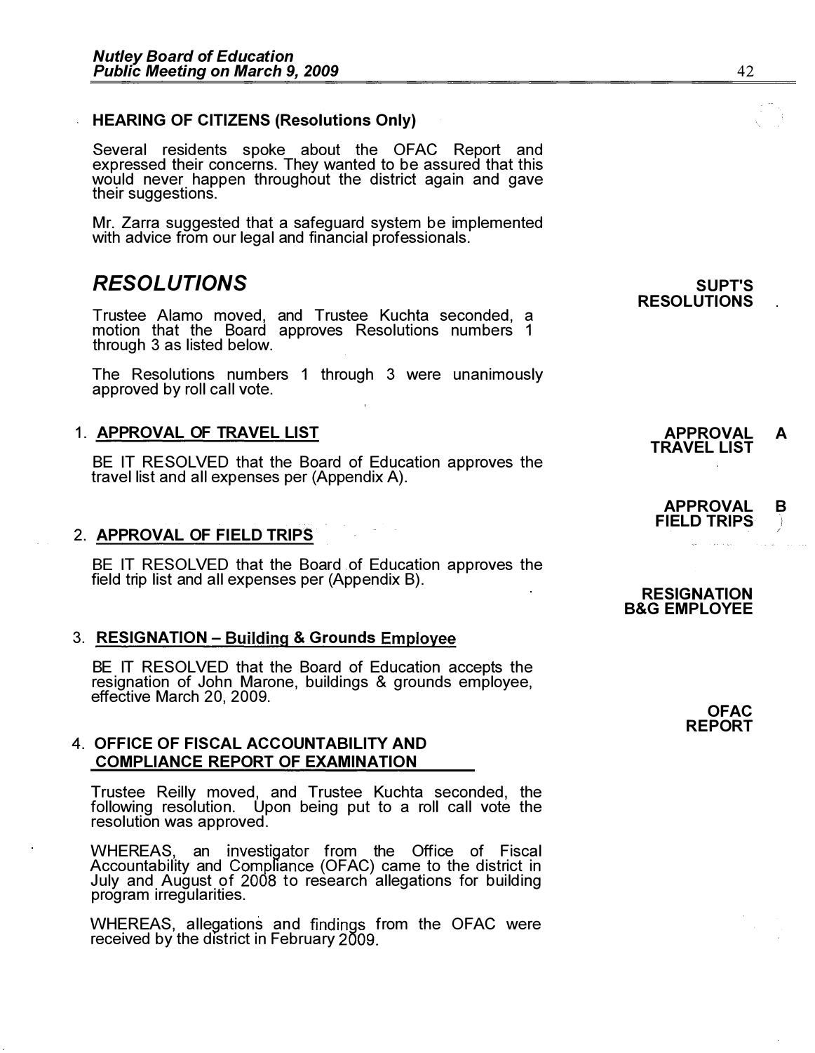**HEARING OF CITIZENS (Resolutions Only)**

Several residents spoke about the OFAC Report and expressed their concerns. They wanted to be assured that this would never happen throughout the district again and gave their suggestions.

Mr. Zarra suggested that a safeguard system be implemented with advice from our legal and financial professionals.

## *RESOLUTIONS*

**SUPT'S RESOLUTIONS**

Trustee Alamo moved, and Trustee Kuchta seconded, a motion that the Board approves Resolutions numbers 1 through 3 as listed below.

The Resolutions numbers 1 through 3 were unanimously approved by roll call vote.

1. **APPROVAL OF TRAVEL LIST**

**APPROVAL TRAVEL LIST** **A**

BE IT RESOLVED that the Board of Education approves the travel list and all expenses per (Appendix A).

**APPROVAL FIELD TRIPS** **B**

2. **APPROVAL OF FIELD TRIPS**

BE IT RESOLVED that the Board of Education approves the field trip list and all expenses per (Appendix B).

**RESIGNATION B&G EMPLOYEE**

3. **RESIGNATION – Building & Grounds Employee**

BE IT RESOLVED that the Board of Education accepts the resignation of John Marone, buildings & grounds employee, effective March 20, 2009.

**OFAC REPORT**

4. **OFFICE OF FISCAL ACCOUNTABILITY AND COMPLIANCE REPORT OF EXAMINATION**

Trustee Reilly moved, and Trustee Kuchta seconded, the following resolution. Upon being put to a roll call vote the resolution was approved.

WHEREAS, an investigator from the Office of Fiscal Accountability and Compliance (OFAC) came to the district in July and August of 2008 to research allegations for building program irregularities.

WHEREAS, allegations and findings from the OFAC were received by the district in February 2009.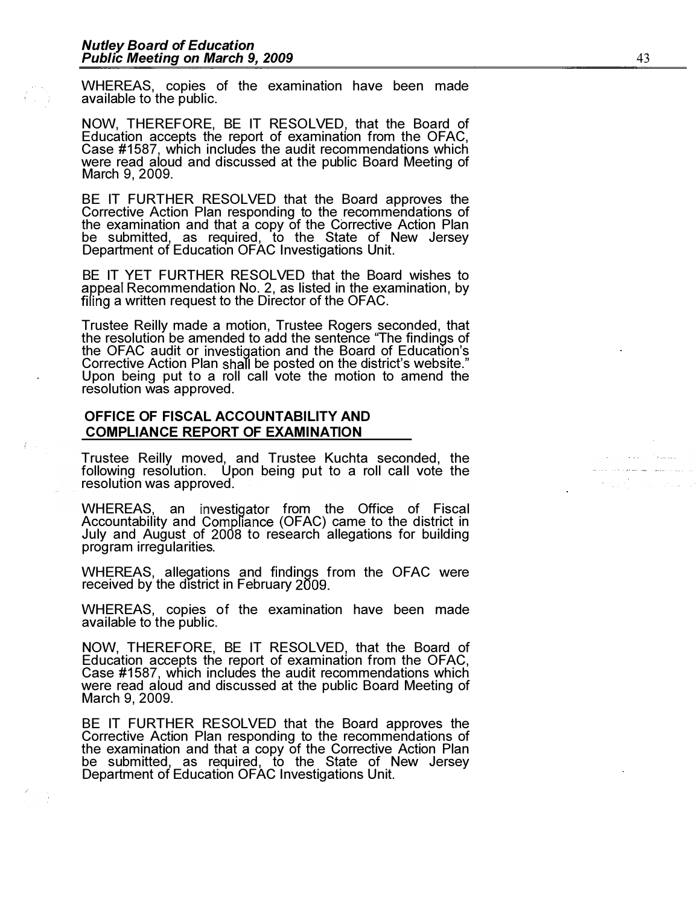WHEREAS, copies of the examination have been made available to the public.

NOW, THEREFORE, BE IT RESOLVED, that the Board of Education accepts the report of examination from the OFAC, Case #1587, which includes the audit recommendations which were read aloud and discussed at the public Board Meeting of March 9, 2009.

BE IT FURTHER RESOLVED that the Board approves the Corrective Action Plan responding to the recommendations of the examination and that a copy of the Corrective Action Plan be submitted, as required, to the State of New Jersey Department of Education OFAC Investigations Unit.

BE IT YET FURTHER RESOLVED that the Board wishes to appeal Recommendation No. 2, as listed in the examination, by filing a written request to the Director of the OFAC.

Trustee Reilly made a motion, Trustee Rogers seconded, that the resolution be amended to add the sentence "The findings of the OFAC audit or investigation and the Board of Education's Corrective Action Plan shall be posted on the district's website." Upon being put to a roll call vote the motion to amend the resolution was approved.

**OFFICE OF FISCAL ACCOUNTABILITY AND COMPLIANCE REPORT OF EXAMINATION**

Trustee Reilly moved, and Trustee Kuchta seconded, the following resolution. Upon being put to a roll call vote the resolution was approved.

WHEREAS, an investigator from the Office of Fiscal Accountability and Compliance (OFAC) came to the district in July and August of 2008 to research allegations for building program irregularities.

WHEREAS, allegations and findings from the OFAC were received by the district in February 2009.

WHEREAS, copies of the examination have been made available to the public.

NOW, THEREFORE, BE IT RESOLVED, that the Board of Education accepts the report of examination from the OFAC, Case #1587, which includes the audit recommendations which were read aloud and discussed at the public Board Meeting of March 9, 2009.

BE IT FURTHER RESOLVED that the Board approves the Corrective Action Plan responding to the recommendations of the examination and that a copy of the Corrective Action Plan be submitted, as required, to the State of New Jersey Department of Education OFAC Investigations Unit.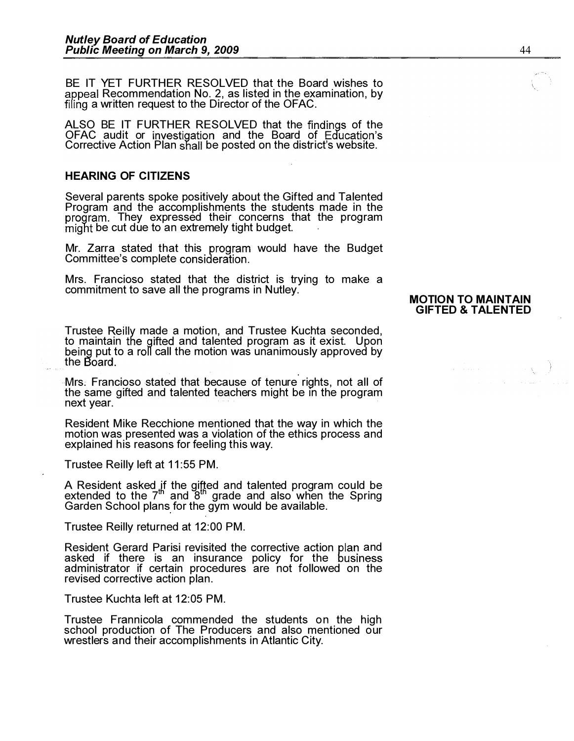BE IT YET FURTHER RESOLVED that the Board wishes to appeal Recommendation No. 2, as listed in the examination, by filing a written request to the Director of the OFAC.

ALSO BE IT FURTHER RESOLVED that the findings of the OFAC audit or investigation and the Board of Education's Corrective Action Plan shall be posted on the district's website.

### HEARING OF CITIZENS

Several parents spoke positively about the Gifted and Talented Program and the accomplishments the students made in the program. They expressed their concerns that the program might be cut due to an extremely tight budget.

Mr. Zarra stated that this program would have the Budget Committee's complete consideration.

Mrs. Francioso stated that the district is trying to make a commitment to save all the programs in Nutley.

**MOTION TO MAINTAIN GIFTED & TALENTED**

Trustee Reilly made a motion, and Trustee Kuchta seconded, to maintain the gifted and talented program as it exist. Upon being put to a roll call the motion was unanimously approved by the Board.

Mrs. Francioso stated that because of tenure rights, not all of the same gifted and talented teachers might be in the program next year.

Resident Mike Recchione mentioned that the way in which the motion was presented was a violation of the ethics process and explained his reasons for feeling this way.

Trustee Reilly left at 11:55 PM.

A Resident asked if the gifted and talented program could be extended to the 7th and 8th grade and also when the Spring Garden School plans for the gym would be available.

Trustee Reilly returned at 12:00 PM.

Resident Gerard Parisi revisited the corrective action plan and asked if there is an insurance policy for the business administrator if certain procedures are not followed on the revised corrective action plan.

Trustee Kuchta left at 12:05 PM.

Trustee Frannicola commended the students on the high school production of The Producers and also mentioned our wrestlers and their accomplishments in Atlantic City.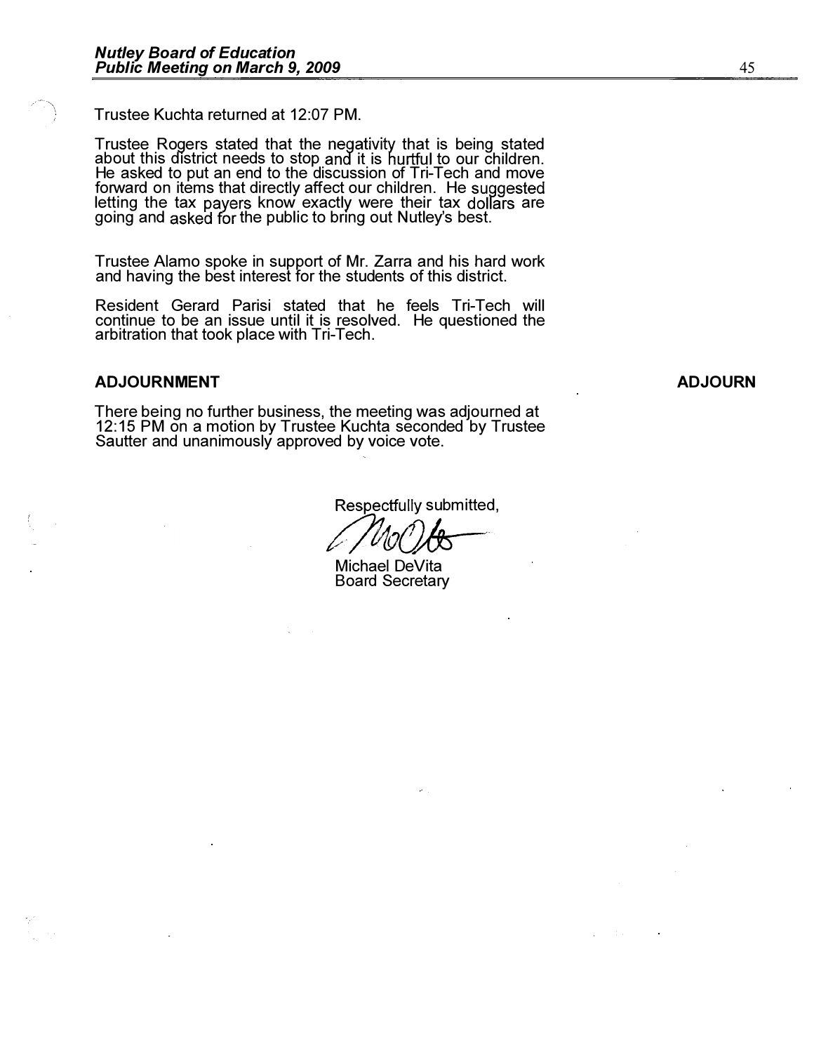Trustee Kuchta returned at 12:07 PM.

Trustee Rogers stated that the negativity that is being stated about this district needs to stop and it is hurtful to our children. He asked to put an end to the discussion of Tri-Tech and move forward on items that directly affect our children. He suggested letting the tax payers know exactly were their tax dollars are going and asked for the public to bring out Nutley's best.

Trustee Alamo spoke in support of Mr. Zarra and his hard work and having the best interest for the students of this district.

Resident Gerard Parisi stated that he feels Tri-Tech will continue to be an issue until it is resolved. He questioned the arbitration that took place with Tri-Tech.

## ADJOURNMENT

**ADJOURN**

There being no further business, the meeting was adjourned at 12:15 PM on a motion by Trustee Kuchta seconded by Trustee Sautter and unanimously approved by voice vote.

Respectfully submitted,

Michael DeVita
Board Secretary